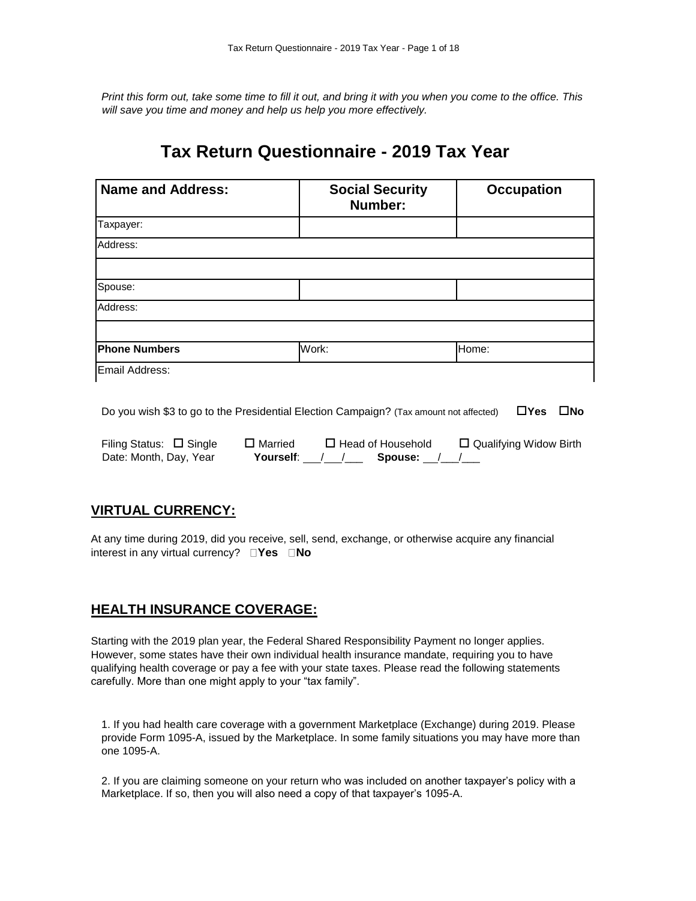*Print this form out, take some time to fill it out, and bring it with you when you come to the office. This will save you time and money and help us help you more effectively.*

# Tax Return Questionnaire - 2019 Tax Year

| Name and Address: | Social Security Number: | Occupation |
|---|---|---|
| Taxpayer: | | |
| Address: | | |
| | | |
| Spouse: | | |
| Address: | | |
| | | |
| **Phone Numbers** | Work: | Home: |
| Email Address: | | |

Do you wish $3 to go to the Presidential Election Campaign? (Tax amount not affected) ☐**Yes** ☐**No**

Filing Status: ☐ Single ☐ Married ☐ Head of Household ☐ Qualifying Widow Birth Date: Month, Day, Year **Yourself**: ___/___/___ **Spouse:** __/___/___

## VIRTUAL CURRENCY:

At any time during 2019, did you receive, sell, send, exchange, or otherwise acquire any financial interest in any virtual currency? ☐**Yes** ☐**No**

## HEALTH INSURANCE COVERAGE:

Starting with the 2019 plan year, the Federal Shared Responsibility Payment no longer applies. However, some states have their own individual health insurance mandate, requiring you to have qualifying health coverage or pay a fee with your state taxes. Please read the following statements carefully. More than one might apply to your "tax family".

1. If you had health care coverage with a government Marketplace (Exchange) during 2019. Please provide Form 1095-A, issued by the Marketplace. In some family situations you may have more than one 1095-A.

2. If you are claiming someone on your return who was included on another taxpayer's policy with a Marketplace. If so, then you will also need a copy of that taxpayer's 1095-A.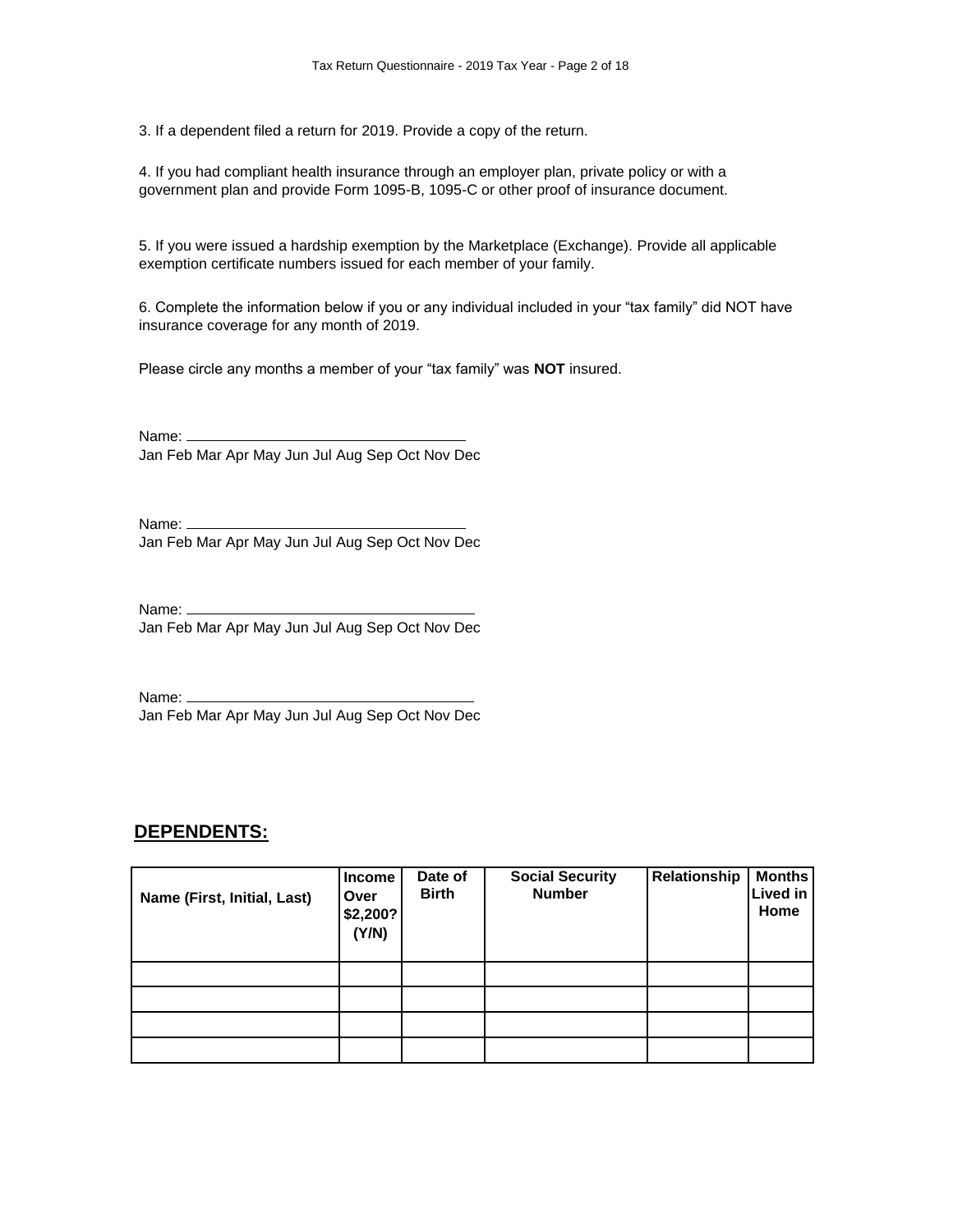3. If a dependent filed a return for 2019. Provide a copy of the return.

4. If you had compliant health insurance through an employer plan, private policy or with a government plan and provide Form 1095-B, 1095-C or other proof of insurance document.

5. If you were issued a hardship exemption by the Marketplace (Exchange). Provide all applicable exemption certificate numbers issued for each member of your family.

6. Complete the information below if you or any individual included in your “tax family” did NOT have insurance coverage for any month of 2019.

Please circle any months a member of your “tax family” was **NOT** insured.

Name: ___________________________________
Jan Feb Mar Apr May Jun Jul Aug Sep Oct Nov Dec

Name: ___________________________________
Jan Feb Mar Apr May Jun Jul Aug Sep Oct Nov Dec

Name: ___________________________________
Jan Feb Mar Apr May Jun Jul Aug Sep Oct Nov Dec

Name: ___________________________________
Jan Feb Mar Apr May Jun Jul Aug Sep Oct Nov Dec

## DEPENDENTS:

| Name (First, Initial, Last) | Income Over $2,200? (Y/N) | Date of Birth | Social Security Number | Relationship | Months Lived in Home |
|---|---|---|---|---|---|
| | | | | | |
| | | | | | |
| | | | | | |
| | | | | | |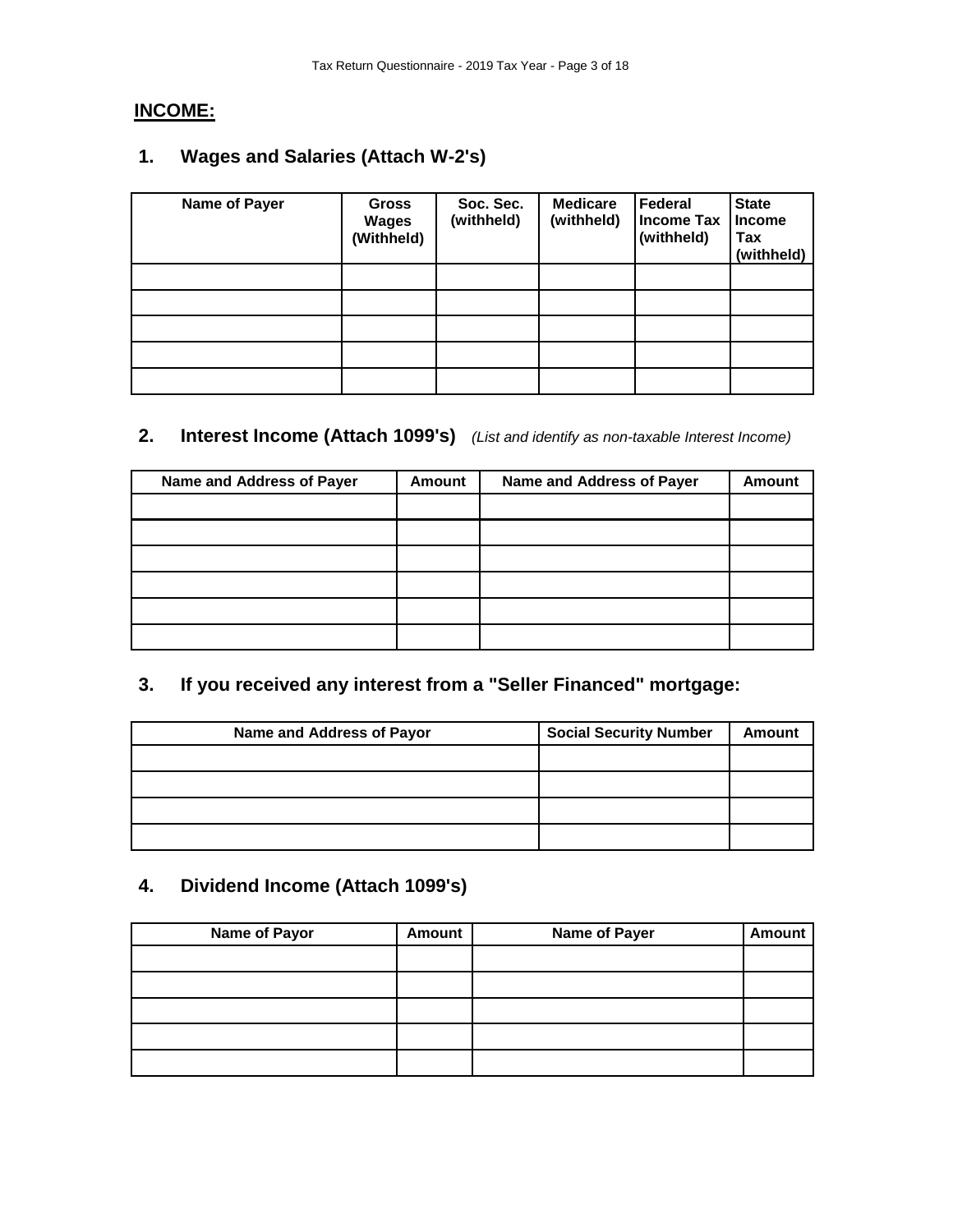## INCOME:

### 1. Wages and Salaries (Attach W-2's)

| Name of Payer | Gross Wages (Withheld) | Soc. Sec. (withheld) | Medicare (withheld) | Federal Income Tax (withheld) | State Income Tax (withheld) |
|---|---|---|---|---|---|
| | | | | | |
| | | | | | |
| | | | | | |
| | | | | | |
| | | | | | |

### 2. Interest Income (Attach 1099's) *(List and identify as non-taxable Interest Income)*

| Name and Address of Payer | Amount | Name and Address of Payer | Amount |
|---|---|---|---|
| | | | |
| | | | |
| | | | |
| | | | |
| | | | |
| | | | |

### 3. If you received any interest from a "Seller Financed" mortgage:

| Name and Address of Payor | Social Security Number | Amount |
|---|---|---|
| | | |
| | | |
| | | |
| | | |

### 4. Dividend Income (Attach 1099's)

| Name of Payor | Amount | Name of Payer | Amount |
|---|---|---|---|
| | | | |
| | | | |
| | | | |
| | | | |
| | | | |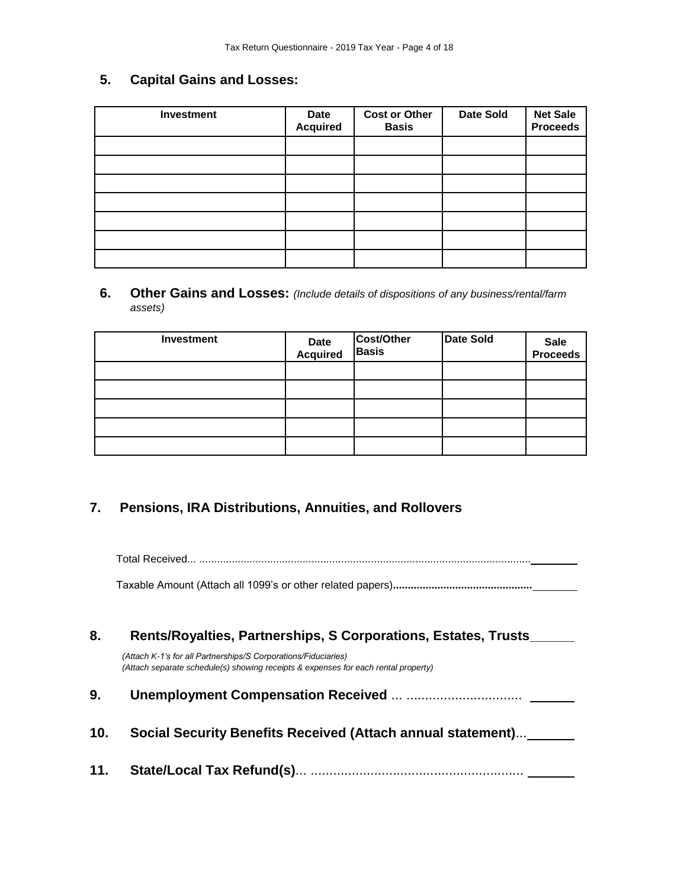## 5. Capital Gains and Losses:

| Investment | Date Acquired | Cost or Other Basis | Date Sold | Net Sale Proceeds |
|---|---|---|---|---|
| | | | | |
| | | | | |
| | | | | |
| | | | | |
| | | | | |
| | | | | |
| | | | | |

## 6. Other Gains and Losses: *(Include details of dispositions of any business/rental/farm assets)*

| Investment | Date Acquired | Cost/Other Basis | Date Sold | Sale Proceeds |
|---|---|---|---|---|
| | | | | |
| | | | | |
| | | | | |
| | | | | |
| | | | | |

## 7. Pensions, IRA Distributions, Annuities, and Rollovers

Total Received... ................................................................................................................ ________

Taxable Amount (Attach all 1099's or other related papers)............................................... ________

## 8. Rents/Royalties, Partnerships, S Corporations, Estates, Trusts______

*(Attach K-1's for all Partnerships/S Corporations/Fiduciaries)*
*(Attach separate schedule(s) showing receipts & expenses for each rental property)*

## 9. Unemployment Compensation Received ... ............................... ______

## 10. Social Security Benefits Received (Attach annual statement)... ______

## 11. State/Local Tax Refund(s)... ......................................................... ______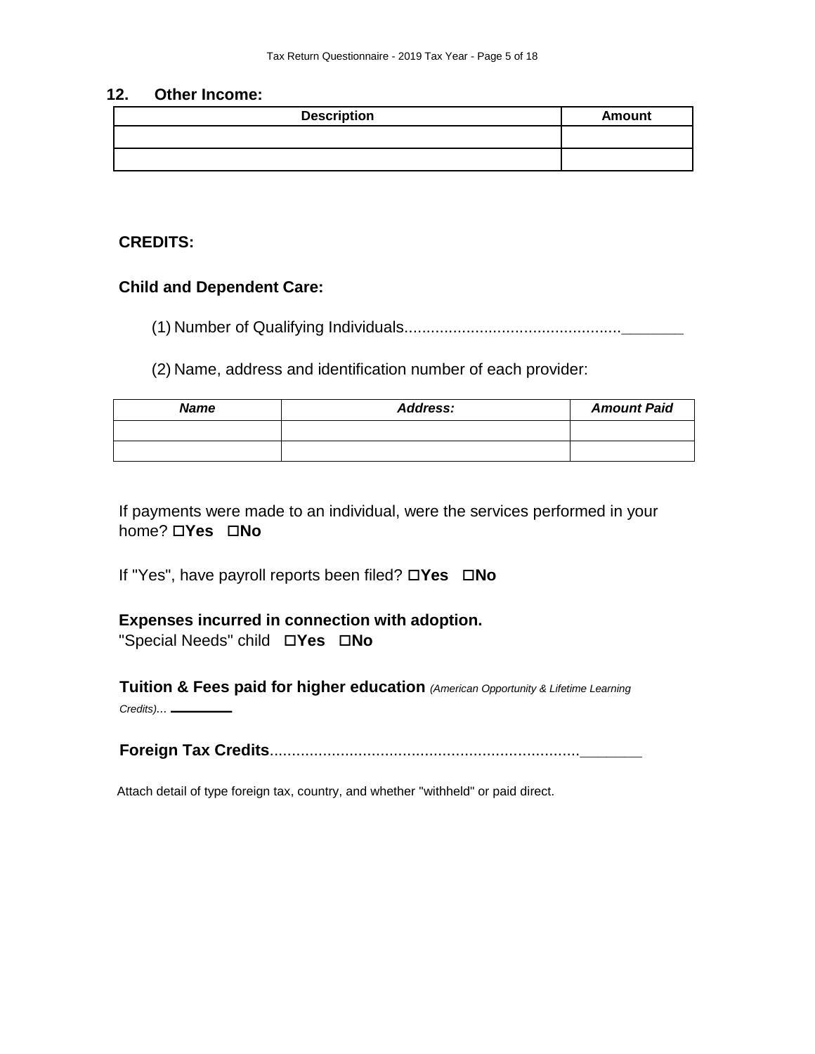## 12. Other Income:

| Description | Amount |
|---|---|
| | |
| | |

### CREDITS:

### Child and Dependent Care:

(1) Number of Qualifying Individuals................................................ ________

(2) Name, address and identification number of each provider:

| *Name* | *Address:* | *Amount Paid* |
|---|---|---|
| | | |
| | | |

If payments were made to an individual, were the services performed in your home? ☐**Yes** ☐**No**

If "Yes", have payroll reports been filed? ☐**Yes** ☐**No**

**Expenses incurred in connection with adoption.**
"Special Needs" child ☐**Yes** ☐**No**

**Tuition & Fees paid for higher education** *(American Opportunity & Lifetime Learning Credits)...* ________

**Foreign Tax Credits**..................................................................... ________

Attach detail of type foreign tax, country, and whether "withheld" or paid direct.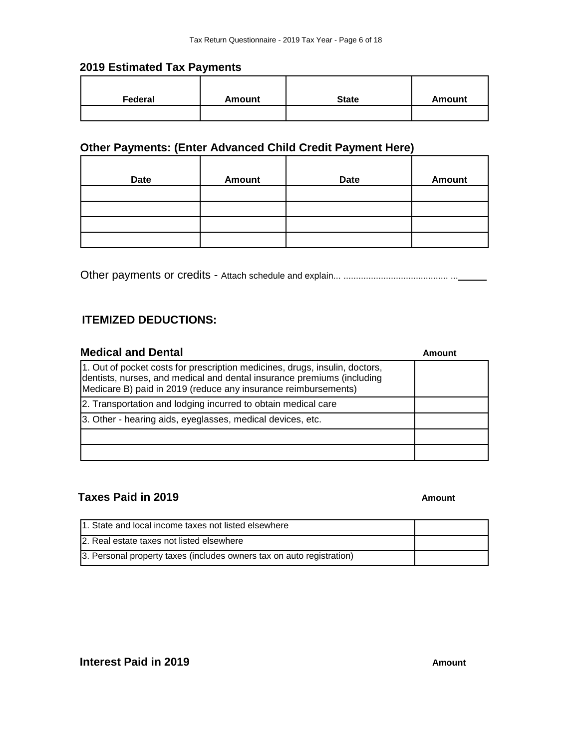## 2019 Estimated Tax Payments

| Federal | Amount | State | Amount |
|---|---|---|---|
| | | | |

## Other Payments: (Enter Advanced Child Credit Payment Here)

| Date | Amount | Date | Amount |
|---|---|---|---|
| | | | |
| | | | |
| | | | |
| | | | |

Other payments or credits - Attach schedule and explain... .......................................... ...\_\_\_\_\_

## ITEMIZED DEDUCTIONS:

### Medical and Dental

| | Amount |
|---|---|
| 1. Out of pocket costs for prescription medicines, drugs, insulin, doctors, dentists, nurses, and medical and dental insurance premiums (including Medicare B) paid in 2019 (reduce any insurance reimbursements) | |
| 2. Transportation and lodging incurred to obtain medical care | |
| 3. Other - hearing aids, eyeglasses, medical devices, etc. | |
| | |
| | |

### Taxes Paid in 2019

| | Amount |
|---|---|
| 1. State and local income taxes not listed elsewhere | |
| 2. Real estate taxes not listed elsewhere | |
| 3. Personal property taxes (includes owners tax on auto registration) | |

### Interest Paid in 2019

**Amount**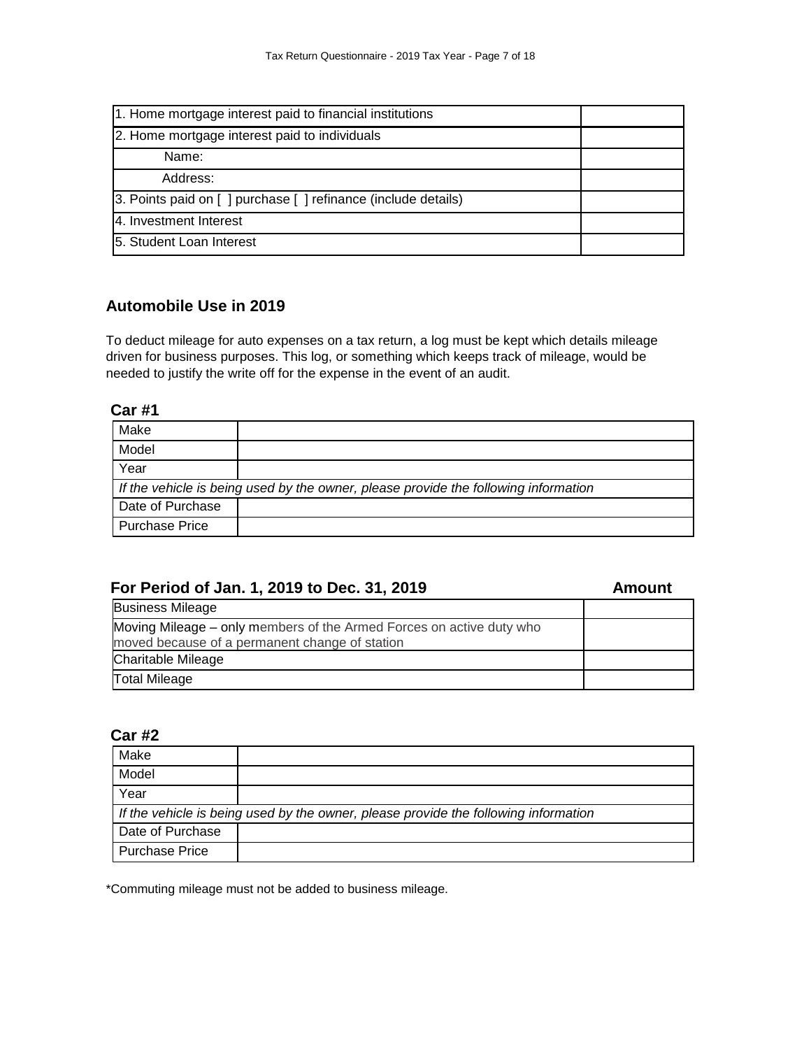| | |
|---|---|
| 1. Home mortgage interest paid to financial institutions | |
| 2. Home mortgage interest paid to individuals | |
| Name: | |
| Address: | |
| 3. Points paid on [ ] purchase [ ] refinance (include details) | |
| 4. Investment Interest | |
| 5. Student Loan Interest | |

## Automobile Use in 2019

To deduct mileage for auto expenses on a tax return, a log must be kept which details mileage driven for business purposes. This log, or something which keeps track of mileage, would be needed to justify the write off for the expense in the event of an audit.

### Car #1

| | |
|---|---|
| Make | |
| Model | |
| Year | |
| *If the vehicle is being used by the owner, please provide the following information* | |
| Date of Purchase | |
| Purchase Price | |

| For Period of Jan. 1, 2019 to Dec. 31, 2019 | Amount |
|---|---|
| Business Mileage | |
| Moving Mileage – only members of the Armed Forces on active duty who moved because of a permanent change of station | |
| Charitable Mileage | |
| Total Mileage | |

### Car #2

| | |
|---|---|
| Make | |
| Model | |
| Year | |
| *If the vehicle is being used by the owner, please provide the following information* | |
| Date of Purchase | |
| Purchase Price | |

*Commuting mileage must not be added to business mileage.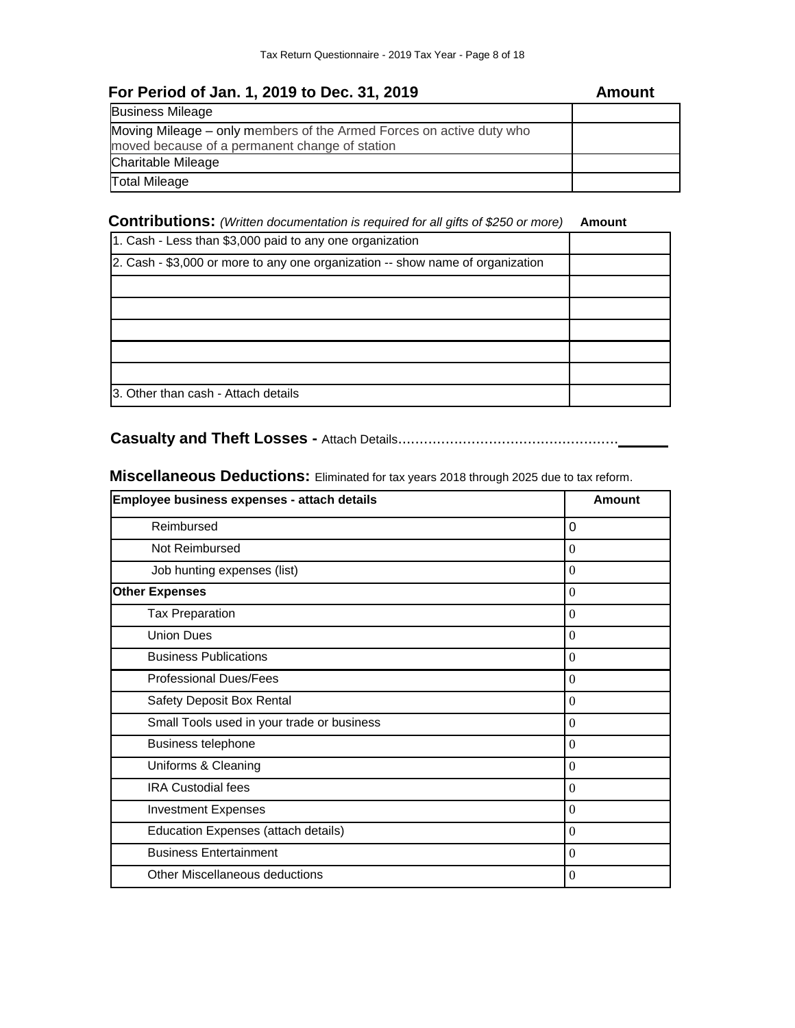## For Period of Jan. 1, 2019 to Dec. 31, 2019

| | Amount |
|---|---|
| Business Mileage | |
| Moving Mileage – only members of the Armed Forces on active duty who moved because of a permanent change of station | |
| Charitable Mileage | |
| Total Mileage | |

## Contributions: *(Written documentation is required for all gifts of $250 or more)*

| | Amount |
|---|---|
| 1. Cash - Less than $3,000 paid to any one organization | |
| 2. Cash - $3,000 or more to any one organization -- show name of organization | |
| | |
| | |
| | |
| | |
| | |
| 3. Other than cash - Attach details | |

**Casualty and Theft Losses -** Attach Details……………………………………………______

## Miscellaneous Deductions: Eliminated for tax years 2018 through 2025 due to tax reform.

| Employee business expenses - attach details | Amount |
|---|---|
| Reimbursed | 0 |
| Not Reimbursed | 0 |
| Job hunting expenses (list) | 0 |
| **Other Expenses** | 0 |
| Tax Preparation | 0 |
| Union Dues | 0 |
| Business Publications | 0 |
| Professional Dues/Fees | 0 |
| Safety Deposit Box Rental | 0 |
| Small Tools used in your trade or business | 0 |
| Business telephone | 0 |
| Uniforms & Cleaning | 0 |
| IRA Custodial fees | 0 |
| Investment Expenses | 0 |
| Education Expenses (attach details) | 0 |
| Business Entertainment | 0 |
| Other Miscellaneous deductions | 0 |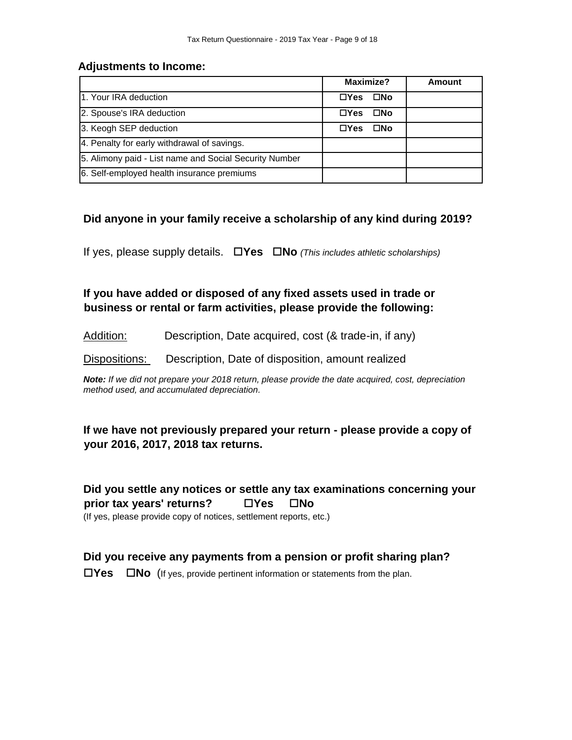**Adjustments to Income:**

| | Maximize? | Amount |
|---|---|---|
| 1. Your IRA deduction | ☐Yes ☐No | |
| 2. Spouse's IRA deduction | ☐Yes ☐No | |
| 3. Keogh SEP deduction | ☐Yes ☐No | |
| 4. Penalty for early withdrawal of savings. | | |
| 5. Alimony paid - List name and Social Security Number | | |
| 6. Self-employed health insurance premiums | | |

**Did anyone in your family receive a scholarship of any kind during 2019?**

If yes, please supply details. ☐**Yes** ☐**No** *(This includes athletic scholarships)*

**If you have added or disposed of any fixed assets used in trade or business or rental or farm activities, please provide the following:**

Addition: Description, Date acquired, cost (& trade-in, if any)

Dispositions: Description, Date of disposition, amount realized

***Note:*** *If we did not prepare your 2018 return, please provide the date acquired, cost, depreciation method used, and accumulated depreciation.*

**If we have not previously prepared your return - please provide a copy of your 2016, 2017, 2018 tax returns.**

**Did you settle any notices or settle any tax examinations concerning your prior tax years' returns?** ☐**Yes** ☐**No**

(If yes, please provide copy of notices, settlement reports, etc.)

**Did you receive any payments from a pension or profit sharing plan?**

☐**Yes** ☐**No** (If yes, provide pertinent information or statements from the plan.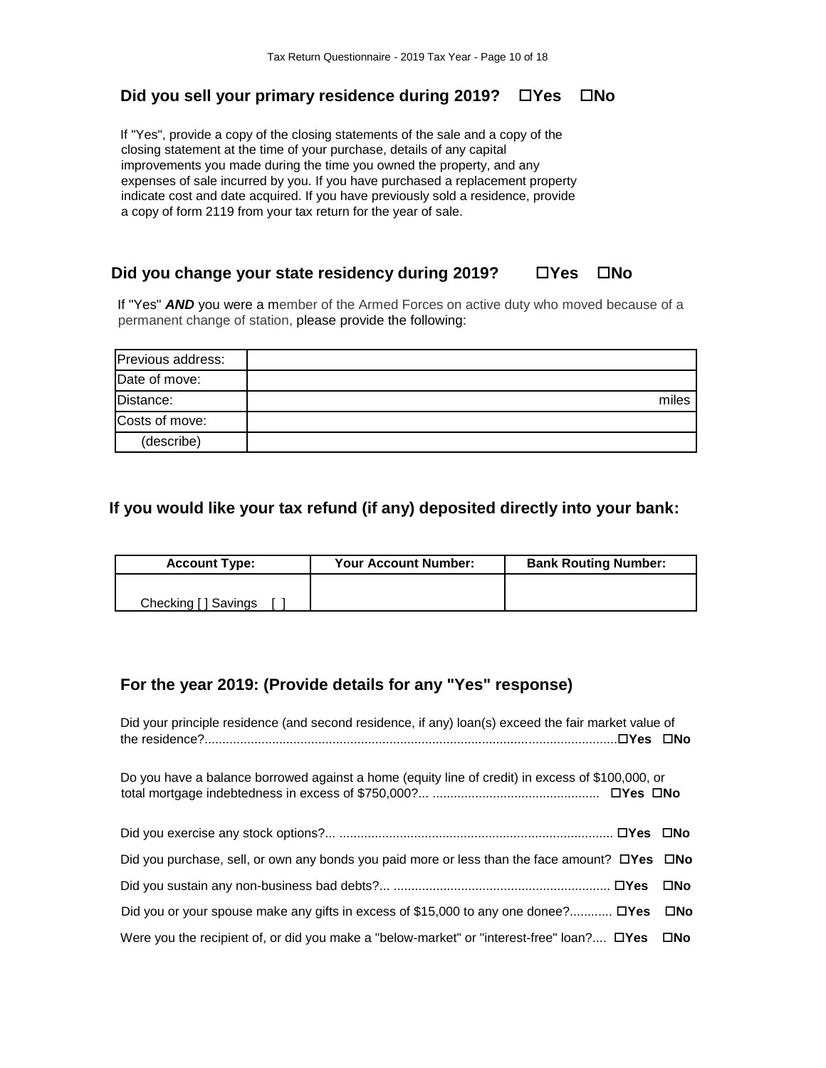### Did you sell your primary residence during 2019? ☐Yes ☐No

If "Yes", provide a copy of the closing statements of the sale and a copy of the closing statement at the time of your purchase, details of any capital improvements you made during the time you owned the property, and any expenses of sale incurred by you. If you have purchased a replacement property indicate cost and date acquired. If you have previously sold a residence, provide a copy of form 2119 from your tax return for the year of sale.

### Did you change your state residency during 2019? ☐Yes ☐No

If "Yes" ***AND*** you were a member of the Armed Forces on active duty who moved because of a permanent change of station, please provide the following:

| | |
|---|---|
| Previous address: | |
| Date of move: | |
| Distance: | miles |
| Costs of move: | |
| (describe) | |

### If you would like your tax refund (if any) deposited directly into your bank:

| Account Type: | Your Account Number: | Bank Routing Number: |
|---|---|---|
| Checking [ ] Savings [ ] | | |

### For the year 2019: (Provide details for any "Yes" response)

Did your principle residence (and second residence, if any) loan(s) exceed the fair market value of the residence?.................................................................................................................. ☐Yes ☐No

Do you have a balance borrowed against a home (equity line of credit) in excess of $100,000, or total mortgage indebtedness in excess of $750,000?... .............................................. ☐Yes ☐No

Did you exercise any stock options?... ............................................................................ ☐Yes ☐No

Did you purchase, sell, or own any bonds you paid more or less than the face amount? ☐Yes ☐No

Did you sustain any non-business bad debts?... ............................................................ ☐Yes ☐No

Did you or your spouse make any gifts in excess of $15,000 to any one donee?............ ☐Yes ☐No

Were you the recipient of, or did you make a "below-market" or "interest-free" loan?.... ☐Yes ☐No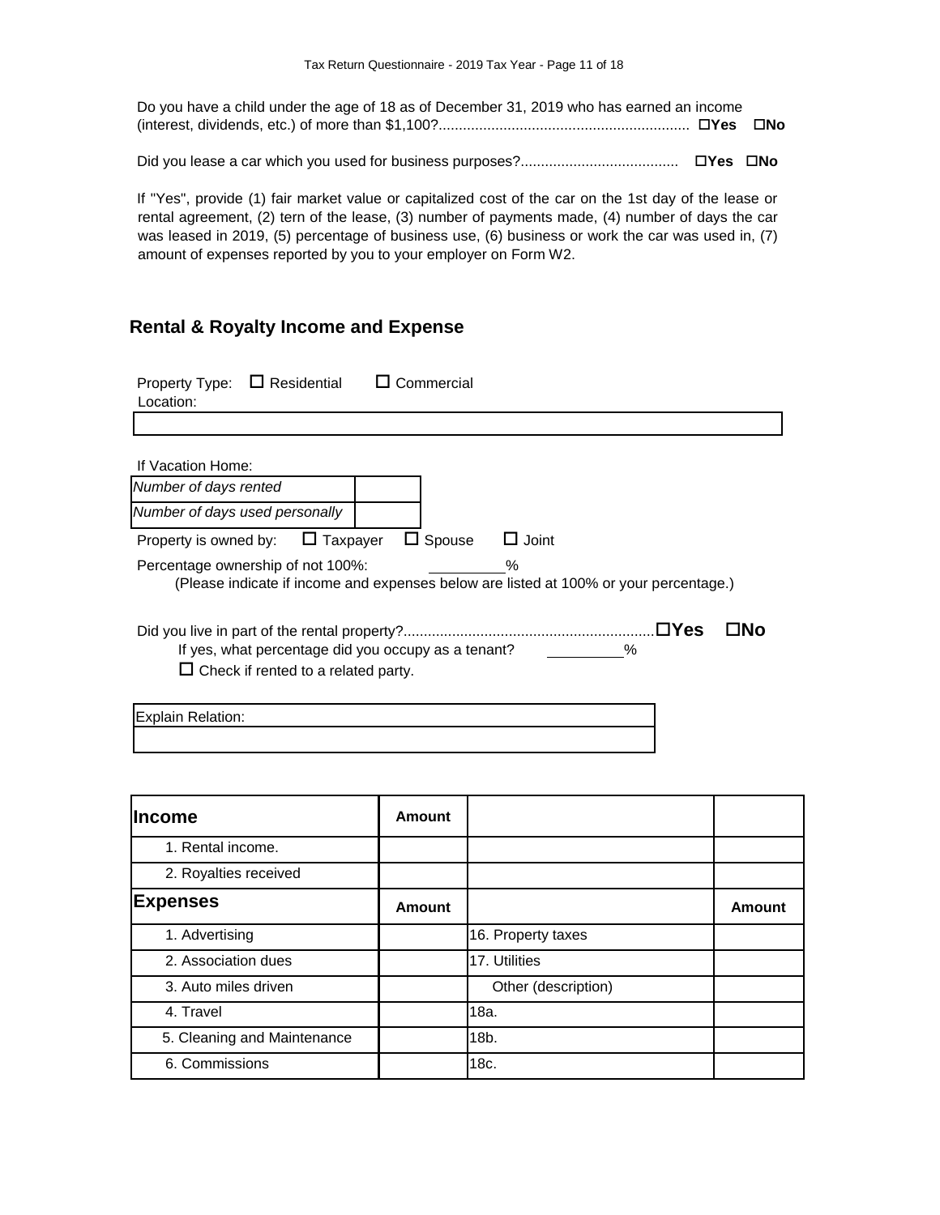Do you have a child under the age of 18 as of December 31, 2019 who has earned an income (interest, dividends, etc.) of more than $1,100?............................................................ ☐Yes ☐No

Did you lease a car which you used for business purposes?...................................... ☐Yes ☐No

If "Yes", provide (1) fair market value or capitalized cost of the car on the 1st day of the lease or rental agreement, (2) tern of the lease, (3) number of payments made, (4) number of days the car was leased in 2019, (5) percentage of business use, (6) business or work the car was used in, (7) amount of expenses reported by you to your employer on Form W2.

## Rental & Royalty Income and Expense

Property Type: ☐ Residential ☐ Commercial

Location:

| |
|---|
| |

If Vacation Home:

| | |
|---|---|
| *Number of days rented* | |
| *Number of days used personally* | |

Property is owned by: ☐ Taxpayer ☐ Spouse ☐ Joint

Percentage ownership of not 100%: ________%

(Please indicate if income and expenses below are listed at 100% or your percentage.)

Did you live in part of the rental property?............................................................ ☐Yes ☐No

If yes, what percentage did you occupy as a tenant? ________%

☐ Check if rented to a related party.

| Explain Relation: |
|---|
| |

| **Income** | **Amount** | | |
|---|---|---|---|
| 1. Rental income. | | | |
| 2. Royalties received | | | |
| **Expenses** | **Amount** | | **Amount** |
| 1. Advertising | | 16. Property taxes | |
| 2. Association dues | | 17. Utilities | |
| 3. Auto miles driven | | Other (description) | |
| 4. Travel | | 18a. | |
| 5. Cleaning and Maintenance | | 18b. | |
| 6. Commissions | | 18c. | |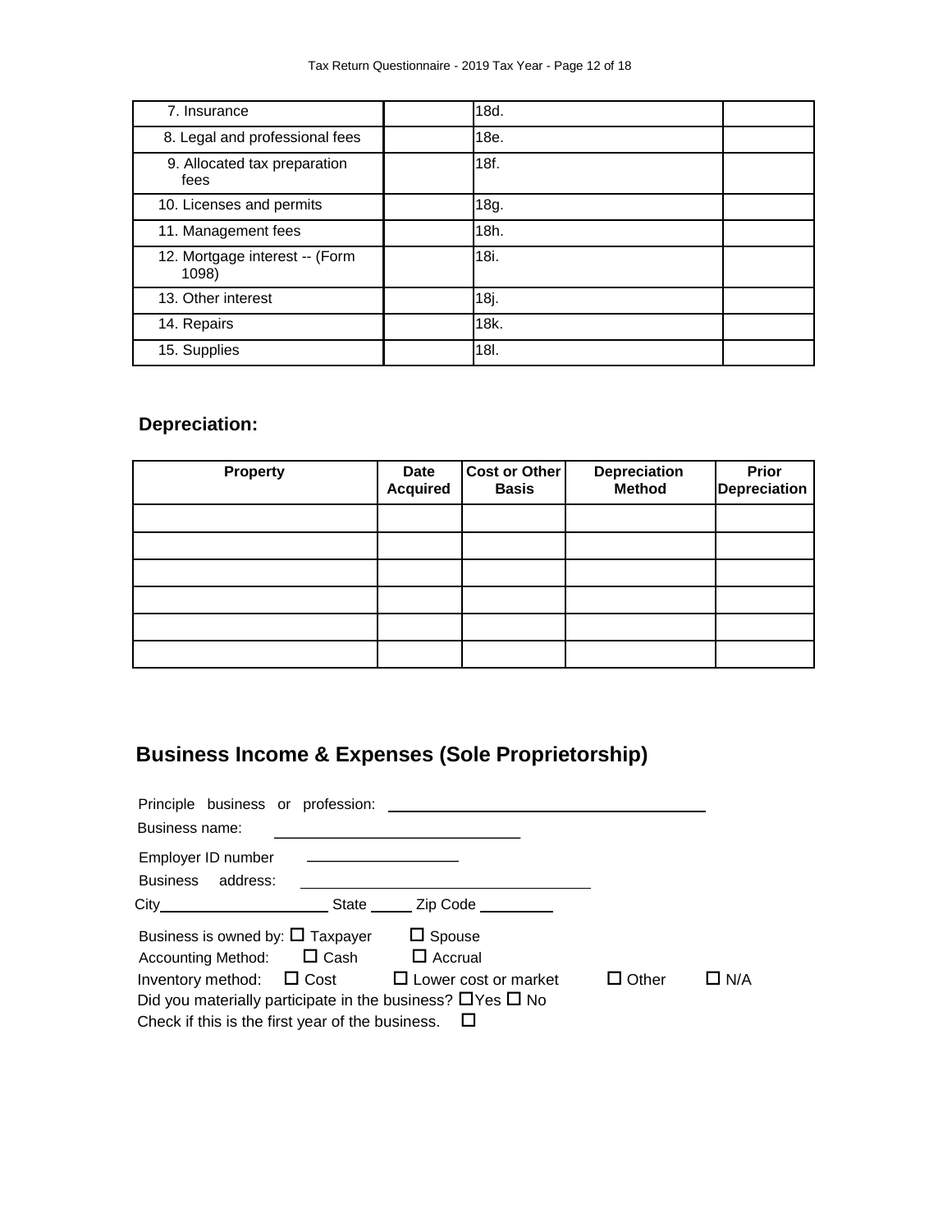| 7. Insurance | | 18d. | |
|---|---|---|---|
| 8. Legal and professional fees | | 18e. | |
| 9. Allocated tax preparation fees | | 18f. | |
| 10. Licenses and permits | | 18g. | |
| 11. Management fees | | 18h. | |
| 12. Mortgage interest -- (Form 1098) | | 18i. | |
| 13. Other interest | | 18j. | |
| 14. Repairs | | 18k. | |
| 15. Supplies | | 18l. | |

**Depreciation:**

| Property | Date Acquired | Cost or Other Basis | Depreciation Method | Prior Depreciation |
|---|---|---|---|---|
| | | | | |
| | | | | |
| | | | | |
| | | | | |
| | | | | |
| | | | | |

## Business Income & Expenses (Sole Proprietorship)

Principle business or profession: ______________________________

Business name: ______________________

Employer ID number ______________

Business address: __________________________

City________________ State _____ Zip Code ________

Business is owned by: ☐ Taxpayer ☐ Spouse

Accounting Method: ☐ Cash ☐ Accrual

Inventory method: ☐ Cost ☐ Lower cost or market ☐ Other ☐ N/A

Did you materially participate in the business? ☐Yes ☐ No

Check if this is the first year of the business. ☐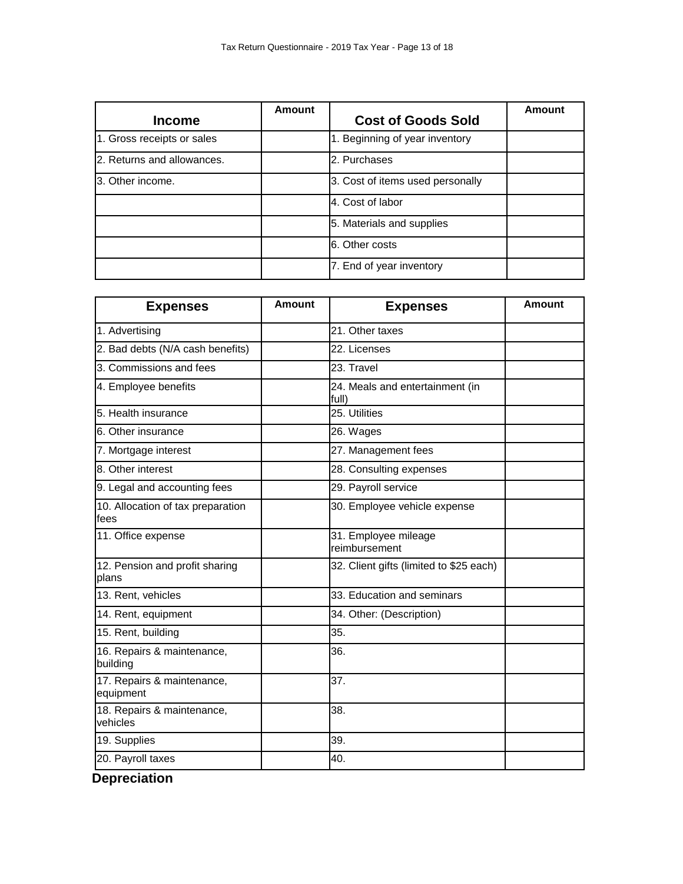| Income | Amount | Cost of Goods Sold | Amount |
|---|---|---|---|
| 1. Gross receipts or sales | | 1. Beginning of year inventory | |
| 2. Returns and allowances. | | 2. Purchases | |
| 3. Other income. | | 3. Cost of items used personally | |
| | | 4. Cost of labor | |
| | | 5. Materials and supplies | |
| | | 6. Other costs | |
| | | 7. End of year inventory | |

| Expenses | Amount | Expenses | Amount |
|---|---|---|---|
| 1. Advertising | | 21. Other taxes | |
| 2. Bad debts (N/A cash benefits) | | 22. Licenses | |
| 3. Commissions and fees | | 23. Travel | |
| 4. Employee benefits | | 24. Meals and entertainment (in full) | |
| 5. Health insurance | | 25. Utilities | |
| 6. Other insurance | | 26. Wages | |
| 7. Mortgage interest | | 27. Management fees | |
| 8. Other interest | | 28. Consulting expenses | |
| 9. Legal and accounting fees | | 29. Payroll service | |
| 10. Allocation of tax preparation fees | | 30. Employee vehicle expense | |
| 11. Office expense | | 31. Employee mileage reimbursement | |
| 12. Pension and profit sharing plans | | 32. Client gifts (limited to $25 each) | |
| 13. Rent, vehicles | | 33. Education and seminars | |
| 14. Rent, equipment | | 34. Other: (Description) | |
| 15. Rent, building | | 35. | |
| 16. Repairs & maintenance, building | | 36. | |
| 17. Repairs & maintenance, equipment | | 37. | |
| 18. Repairs & maintenance, vehicles | | 38. | |
| 19. Supplies | | 39. | |
| 20. Payroll taxes | | 40. | |

**Depreciation**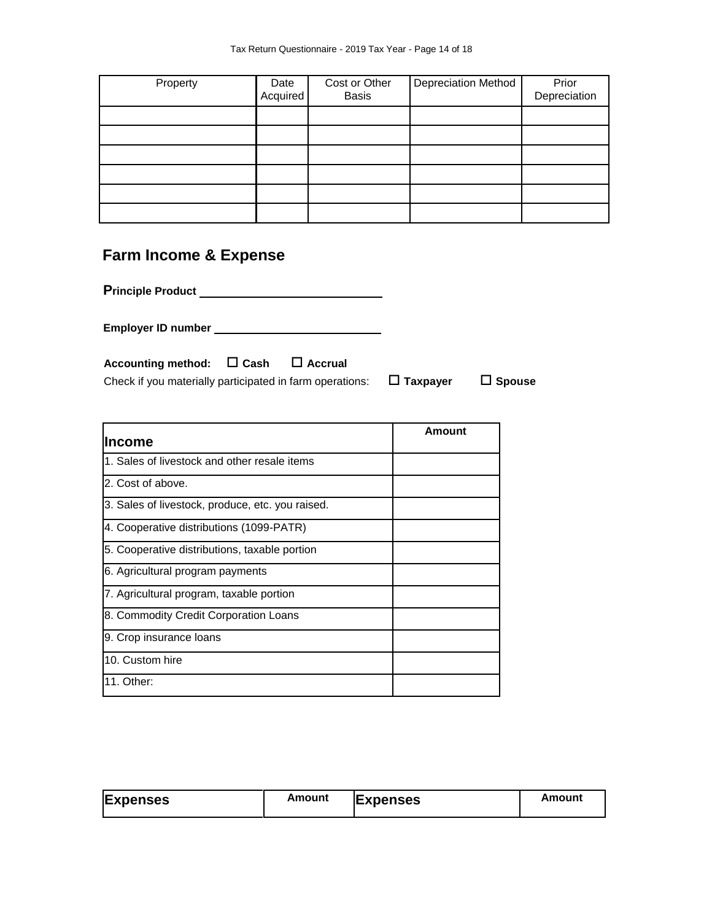| Property | Date Acquired | Cost or Other Basis | Depreciation Method | Prior Depreciation |
|---|---|---|---|---|
| | | | | |
| | | | | |
| | | | | |
| | | | | |
| | | | | |
| | | | | |

## Farm Income & Expense

**Principle Product** ____________________________

**Employer ID number** ____________________________

**Accounting method:** ☐ **Cash** ☐ **Accrual**

Check if you materially participated in farm operations: ☐ **Taxpayer** ☐ **Spouse**

| **Income** | **Amount** |
|---|---|
| 1. Sales of livestock and other resale items | |
| 2. Cost of above. | |
| 3. Sales of livestock, produce, etc. you raised. | |
| 4. Cooperative distributions (1099-PATR) | |
| 5. Cooperative distributions, taxable portion | |
| 6. Agricultural program payments | |
| 7. Agricultural program, taxable portion | |
| 8. Commodity Credit Corporation Loans | |
| 9. Crop insurance loans | |
| 10. Custom hire | |
| 11. Other: | |

| **Expenses** | **Amount** | **Expenses** | **Amount** |
|---|---|---|---|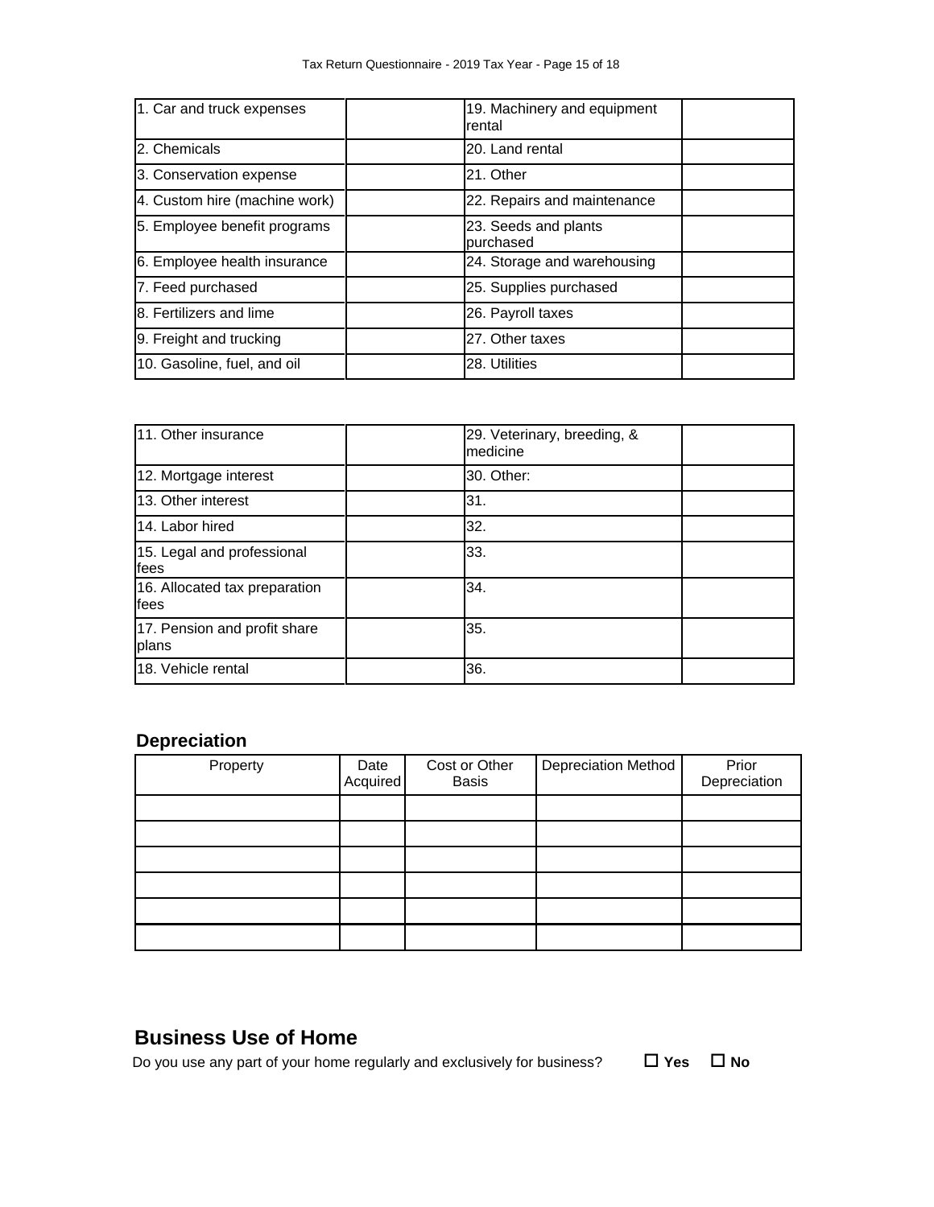| | | | |
|---|---|---|---|
| 1. Car and truck expenses | | 19. Machinery and equipment rental | |
| 2. Chemicals | | 20. Land rental | |
| 3. Conservation expense | | 21. Other | |
| 4. Custom hire (machine work) | | 22. Repairs and maintenance | |
| 5. Employee benefit programs | | 23. Seeds and plants purchased | |
| 6. Employee health insurance | | 24. Storage and warehousing | |
| 7. Feed purchased | | 25. Supplies purchased | |
| 8. Fertilizers and lime | | 26. Payroll taxes | |
| 9. Freight and trucking | | 27. Other taxes | |
| 10. Gasoline, fuel, and oil | | 28. Utilities | |

| | | | |
|---|---|---|---|
| 11. Other insurance | | 29. Veterinary, breeding, & medicine | |
| 12. Mortgage interest | | 30. Other: | |
| 13. Other interest | | 31. | |
| 14. Labor hired | | 32. | |
| 15. Legal and professional fees | | 33. | |
| 16. Allocated tax preparation fees | | 34. | |
| 17. Pension and profit share plans | | 35. | |
| 18. Vehicle rental | | 36. | |

### Depreciation

| Property | Date Acquired | Cost or Other Basis | Depreciation Method | Prior Depreciation |
|---|---|---|---|---|
| | | | | |
| | | | | |
| | | | | |
| | | | | |
| | | | | |
| | | | | |

## Business Use of Home

Do you use any part of your home regularly and exclusively for business? ☐ **Yes** ☐ **No**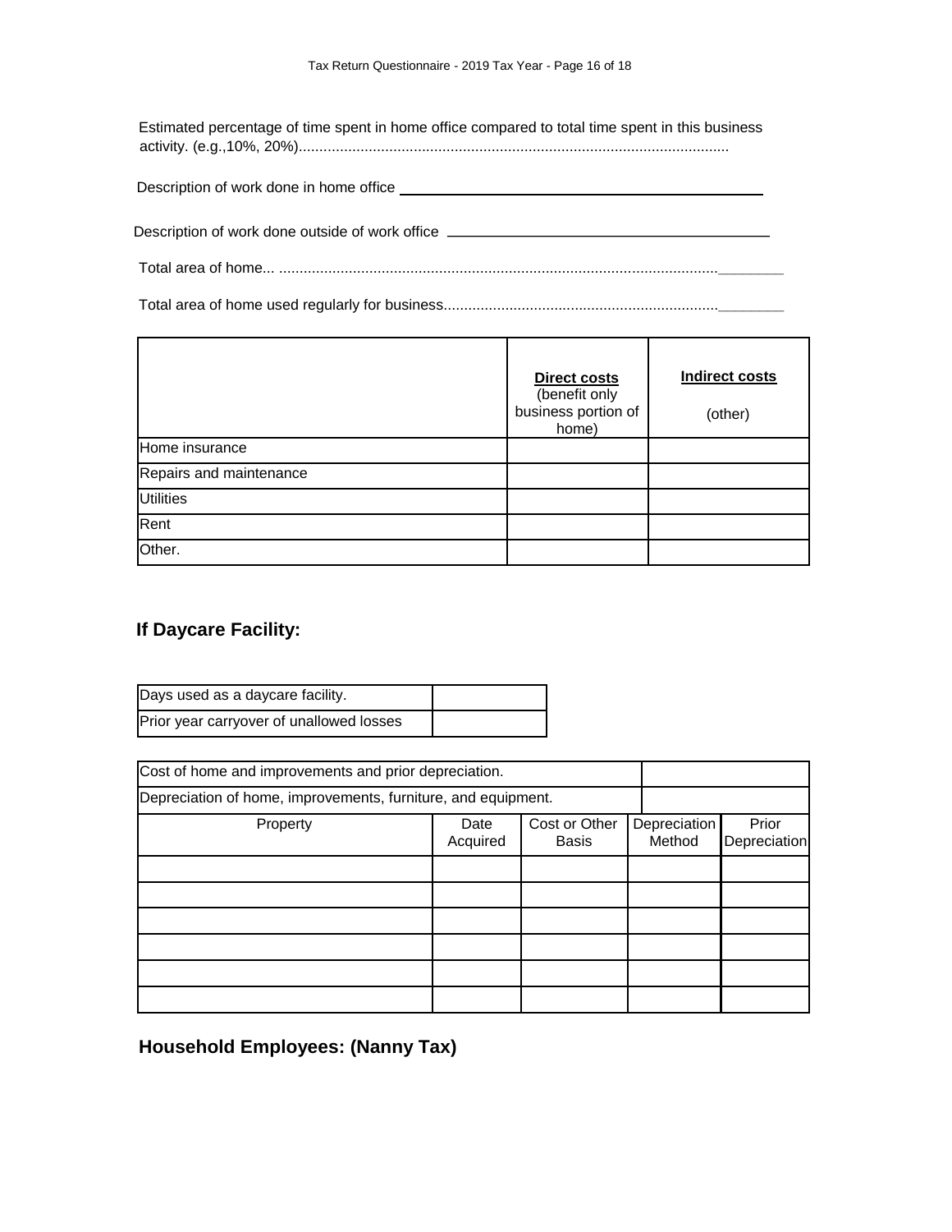Estimated percentage of time spent in home office compared to total time spent in this business activity. (e.g.,10%, 20%)........................................................................................................

Description of work done in home office \_\_\_\_\_\_\_\_\_\_\_\_\_\_\_\_\_\_\_\_\_\_\_\_\_\_\_\_\_\_\_\_\_\_\_\_\_\_\_\_

Description of work done outside of work office \_\_\_\_\_\_\_\_\_\_\_\_\_\_\_\_\_\_\_\_\_\_\_\_\_\_\_\_\_\_\_\_\_\_\_\_

Total area of home... ...........................................................................................................\_\_\_\_\_\_\_\_

Total area of home used regularly for business...................................................................\_\_\_\_\_\_\_\_

| | **Direct costs** (benefit only business portion of home) | **Indirect costs** (other) |
|---|---|---|
| Home insurance | | |
| Repairs and maintenance | | |
| Utilities | | |
| Rent | | |
| Other. | | |

## If Daycare Facility:

| Days used as a daycare facility. | |
|---|---|
| Prior year carryover of unallowed losses | |

| Cost of home and improvements and prior depreciation. | | | | |
|---|---|---|---|---|
| Depreciation of home, improvements, furniture, and equipment. | | | | |
| Property | Date Acquired | Cost or Other Basis | Depreciation Method | Prior Depreciation |
| | | | | |
| | | | | |
| | | | | |
| | | | | |
| | | | | |
| | | | | |

## Household Employees: (Nanny Tax)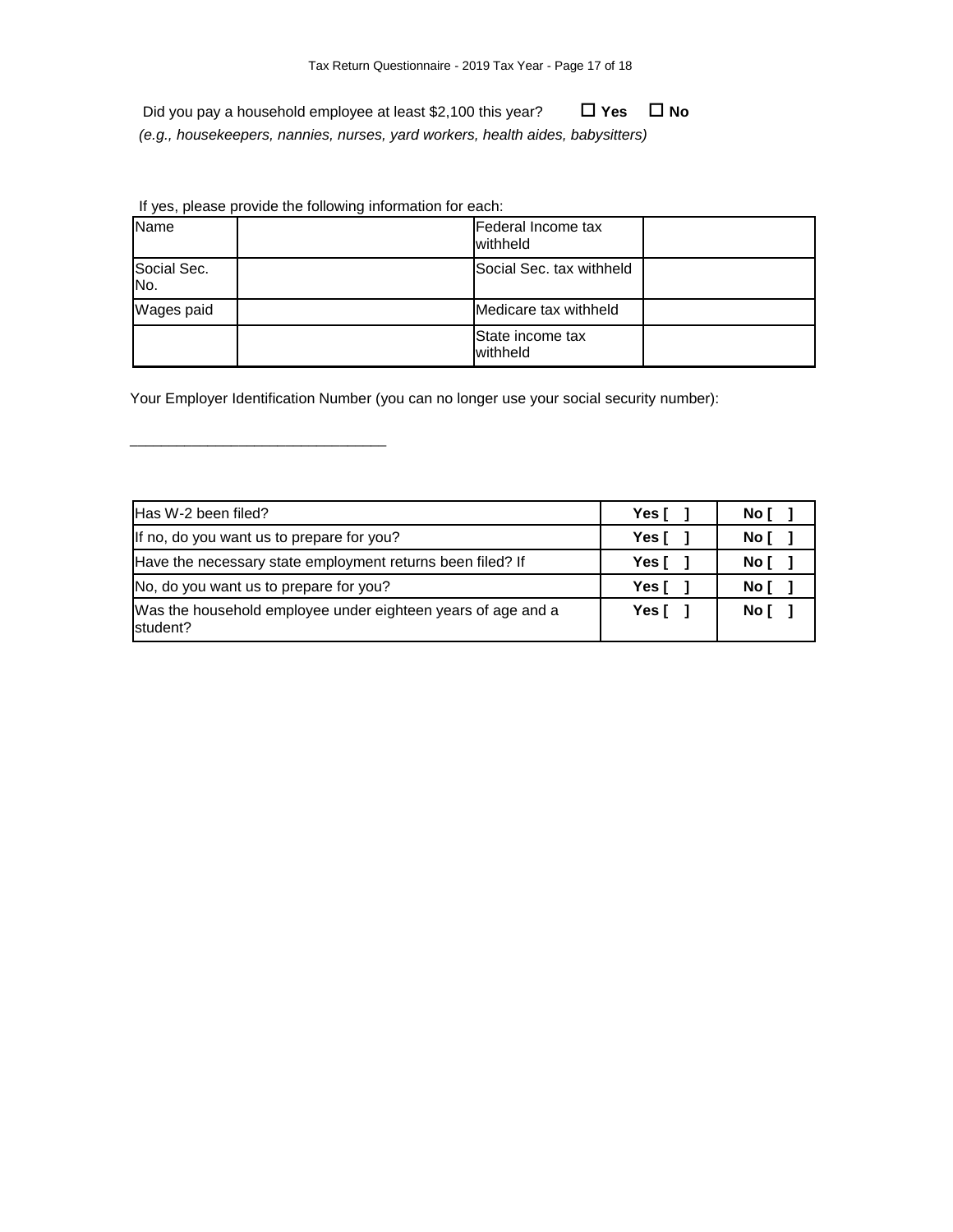Did you pay a household employee at least $2,100 this year? ☐ **Yes** ☐ **No**

*(e.g., housekeepers, nannies, nurses, yard workers, health aides, babysitters)*

If yes, please provide the following information for each:

| Name | | Federal Income tax withheld | |
|---|---|---|---|
| Social Sec. No. | | Social Sec. tax withheld | |
| Wages paid | | Medicare tax withheld | |
| | | State income tax withheld | |

Your Employer Identification Number (you can no longer use your social security number):

______________________________

| Question | Yes | No |
|---|---|---|
| Has W-2 been filed? | **Yes [ ]** | **No [ ]** |
| If no, do you want us to prepare for you? | **Yes [ ]** | **No [ ]** |
| Have the necessary state employment returns been filed? If | **Yes [ ]** | **No [ ]** |
| No, do you want us to prepare for you? | **Yes [ ]** | **No [ ]** |
| Was the household employee under eighteen years of age and a student? | **Yes [ ]** | **No [ ]** |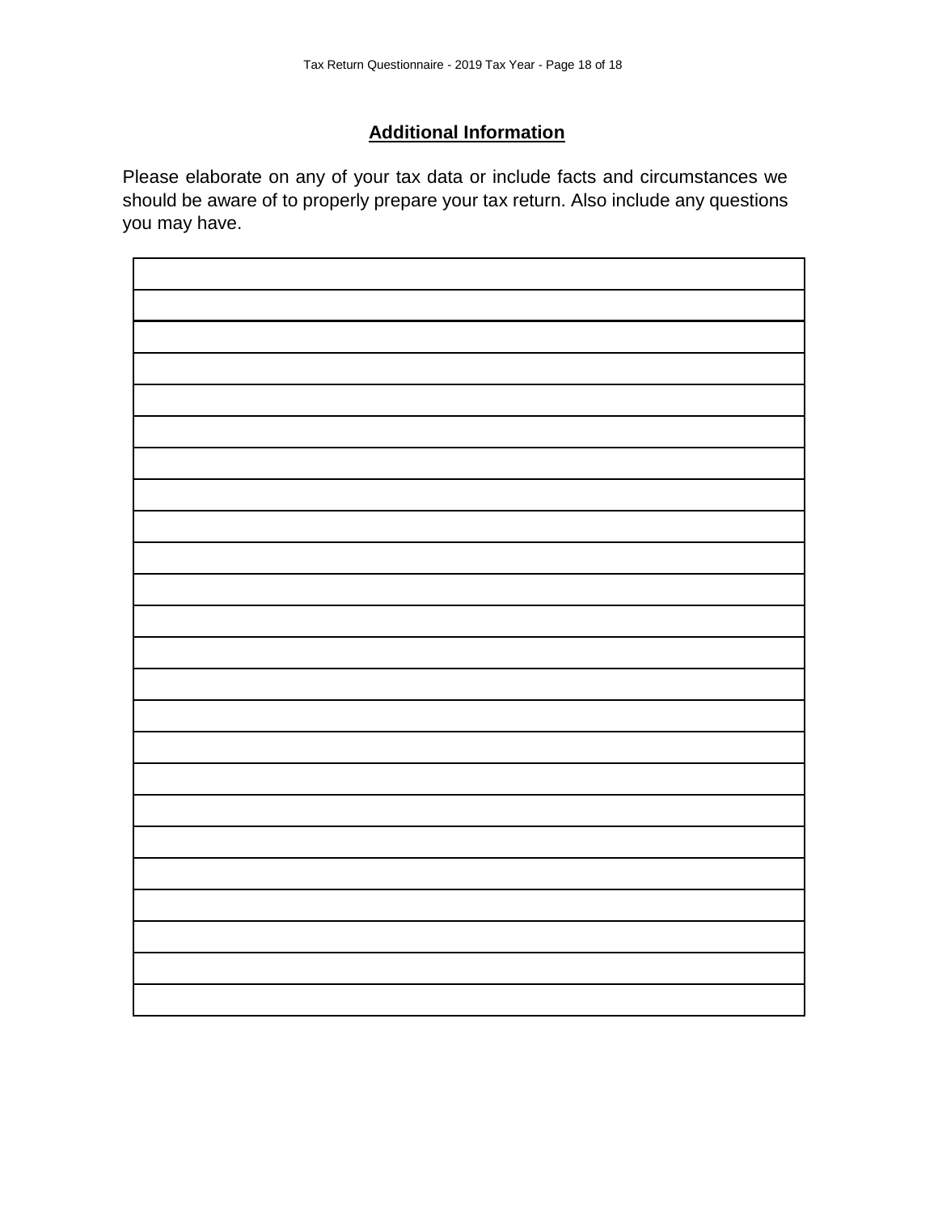## Additional Information

Please elaborate on any of your tax data or include facts and circumstances we should be aware of to properly prepare your tax return. Also include any questions you may have.

| |
|---|
| |
| |
| |
| |
| |
| |
| |
| |
| |
| |
| |
| |
| |
| |
| |
| |
| |
| |
| |
| |
| |
| |
| |